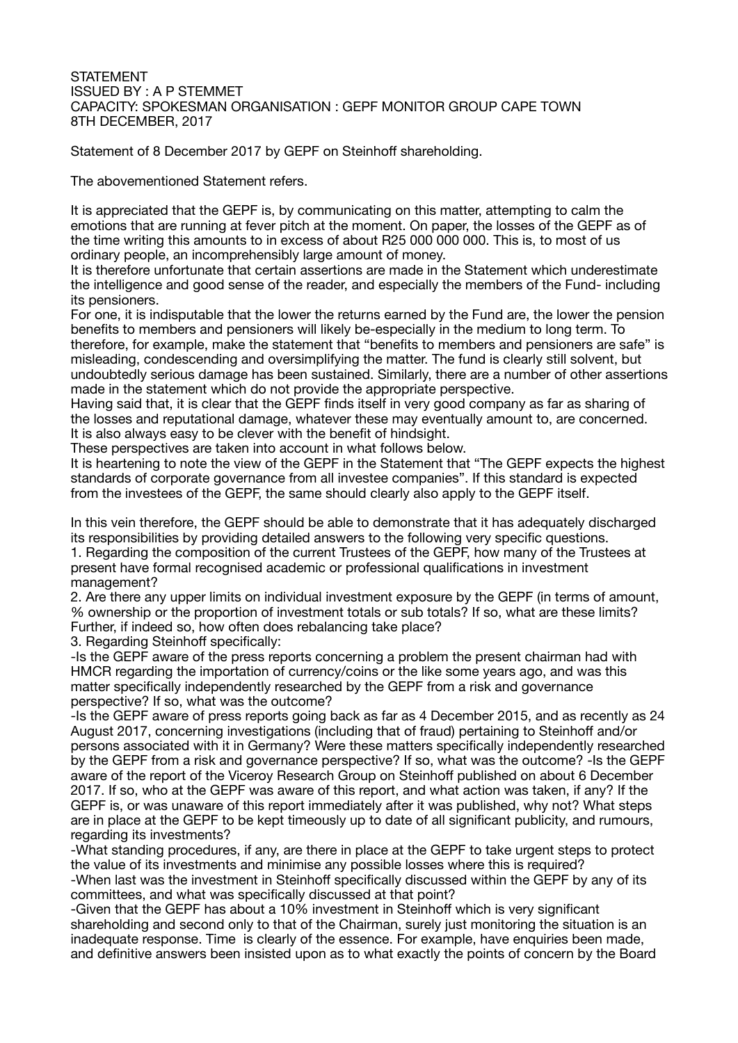STATEMENT
ISSUED BY : A P STEMMET
CAPACITY: SPOKESMAN ORGANISATION : GEPF MONITOR GROUP CAPE TOWN
8TH DECEMBER, 2017

Statement of 8 December 2017 by GEPF on Steinhoff shareholding.

The abovementioned Statement refers.

It is appreciated that the GEPF is, by communicating on this matter, attempting to calm the emotions that are running at fever pitch at the moment. On paper, the losses of the GEPF as of the time writing this amounts to in excess of about R25 000 000 000. This is, to most of us ordinary people, an incomprehensibly large amount of money.
It is therefore unfortunate that certain assertions are made in the Statement which underestimate the intelligence and good sense of the reader, and especially the members of the Fund- including its pensioners.
For one, it is indisputable that the lower the returns earned by the Fund are, the lower the pension benefits to members and pensioners will likely be-especially in the medium to long term. To therefore, for example, make the statement that "benefits to members and pensioners are safe" is misleading, condescending and oversimplifying the matter. The fund is clearly still solvent, but undoubtedly serious damage has been sustained. Similarly, there are a number of other assertions made in the statement which do not provide the appropriate perspective.
Having said that, it is clear that the GEPF finds itself in very good company as far as sharing of the losses and reputational damage, whatever these may eventually amount to, are concerned.
It is also always easy to be clever with the benefit of hindsight.
These perspectives are taken into account in what follows below.
It is heartening to note the view of the GEPF in the Statement that "The GEPF expects the highest standards of corporate governance from all investee companies". If this standard is expected from the investees of the GEPF, the same should clearly also apply to the GEPF itself.

In this vein therefore, the GEPF should be able to demonstrate that it has adequately discharged its responsibilities by providing detailed answers to the following very specific questions.
1. Regarding the composition of the current Trustees of the GEPF, how many of the Trustees at present have formal recognised academic or professional qualifications in investment management?
2. Are there any upper limits on individual investment exposure by the GEPF (in terms of amount, % ownership or the proportion of investment totals or sub totals? If so, what are these limits? Further, if indeed so, how often does rebalancing take place?
3. Regarding Steinhoff specifically:
-Is the GEPF aware of the press reports concerning a problem the present chairman had with HMCR regarding the importation of currency/coins or the like some years ago, and was this matter specifically independently researched by the GEPF from a risk and governance perspective? If so, what was the outcome?
-Is the GEPF aware of press reports going back as far as 4 December 2015, and as recently as 24 August 2017, concerning investigations (including that of fraud) pertaining to Steinhoff and/or persons associated with it in Germany? Were these matters specifically independently researched by the GEPF from a risk and governance perspective? If so, what was the outcome? -Is the GEPF aware of the report of the Viceroy Research Group on Steinhoff published on about 6 December 2017. If so, who at the GEPF was aware of this report, and what action was taken, if any? If the GEPF is, or was unaware of this report immediately after it was published, why not? What steps are in place at the GEPF to be kept timeously up to date of all significant publicity, and rumours, regarding its investments?
-What standing procedures, if any, are there in place at the GEPF to take urgent steps to protect the value of its investments and minimise any possible losses where this is required?
-When last was the investment in Steinhoff specifically discussed within the GEPF by any of its committees, and what was specifically discussed at that point?
-Given that the GEPF has about a 10% investment in Steinhoff which is very significant shareholding and second only to that of the Chairman, surely just monitoring the situation is an inadequate response. Time is clearly of the essence. For example, have enquiries been made, and definitive answers been insisted upon as to what exactly the points of concern by the Board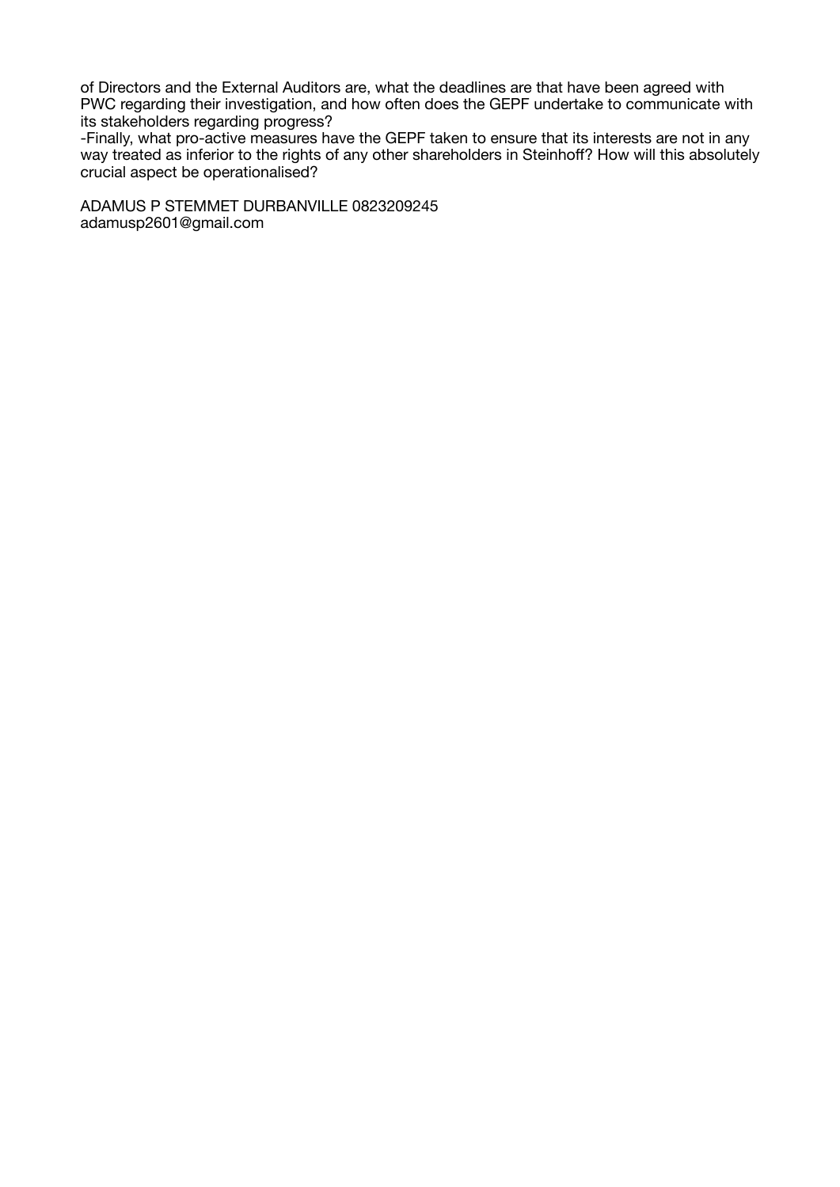of Directors and the External Auditors are, what the deadlines are that have been agreed with PWC regarding their investigation, and how often does the GEPF undertake to communicate with its stakeholders regarding progress?

-Finally, what pro-active measures have the GEPF taken to ensure that its interests are not in any way treated as inferior to the rights of any other shareholders in Steinhoff? How will this absolutely crucial aspect be operationalised?

ADAMUS P STEMMET DURBANVILLE 0823209245
adamusp2601@gmail.com